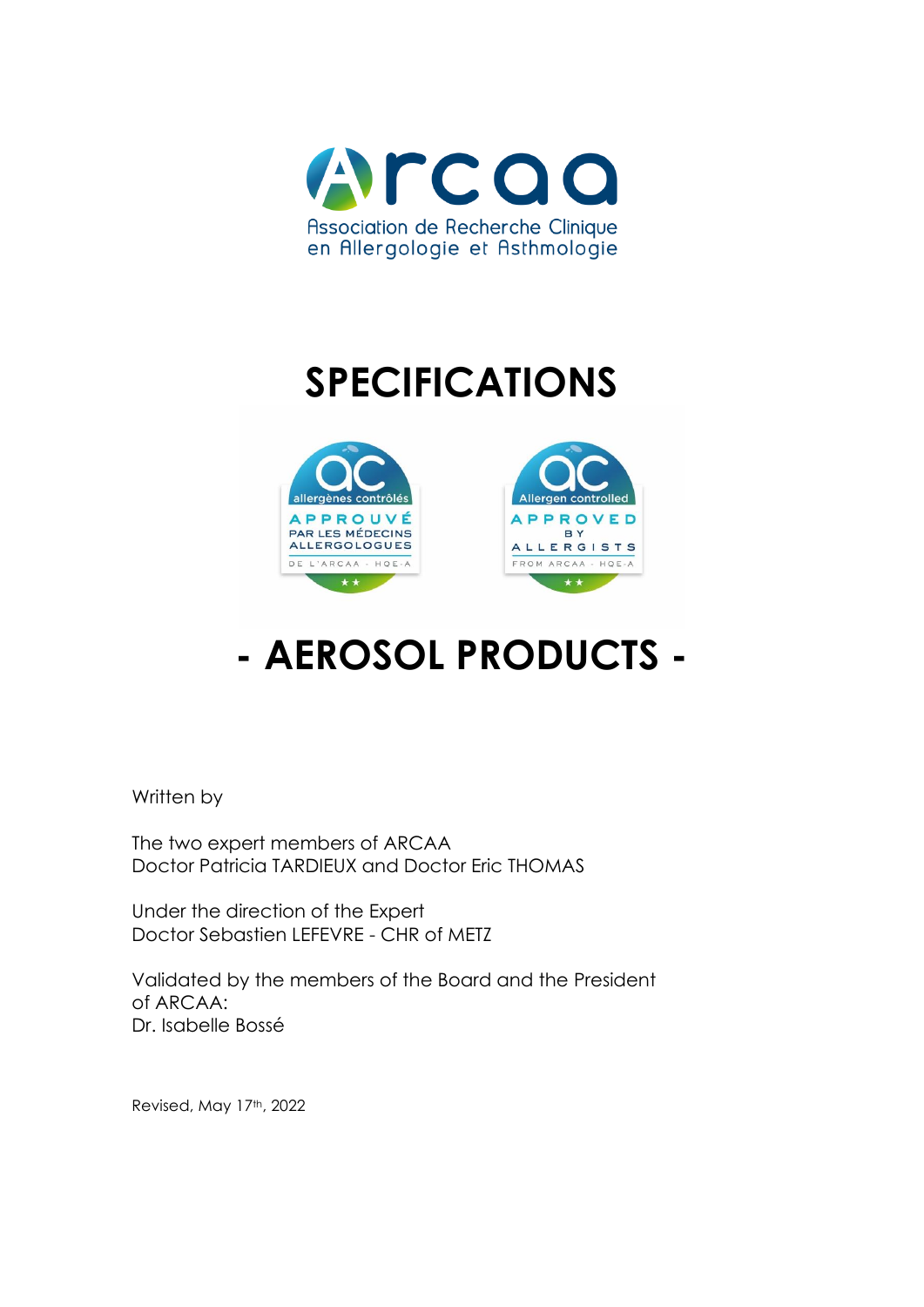# SPECIFICATIONS

# - AEROSOL PRODUCTS -

Written by

The two expert members of ARCAA
Doctor Patricia TARDIEUX and Doctor Eric THOMAS

Under the direction of the Expert
Doctor Sebastien LEFEVRE - CHR of METZ

Validated by the members of the Board and the President of ARCAA:
Dr. Isabelle Bossé

Revised, May 17th, 2022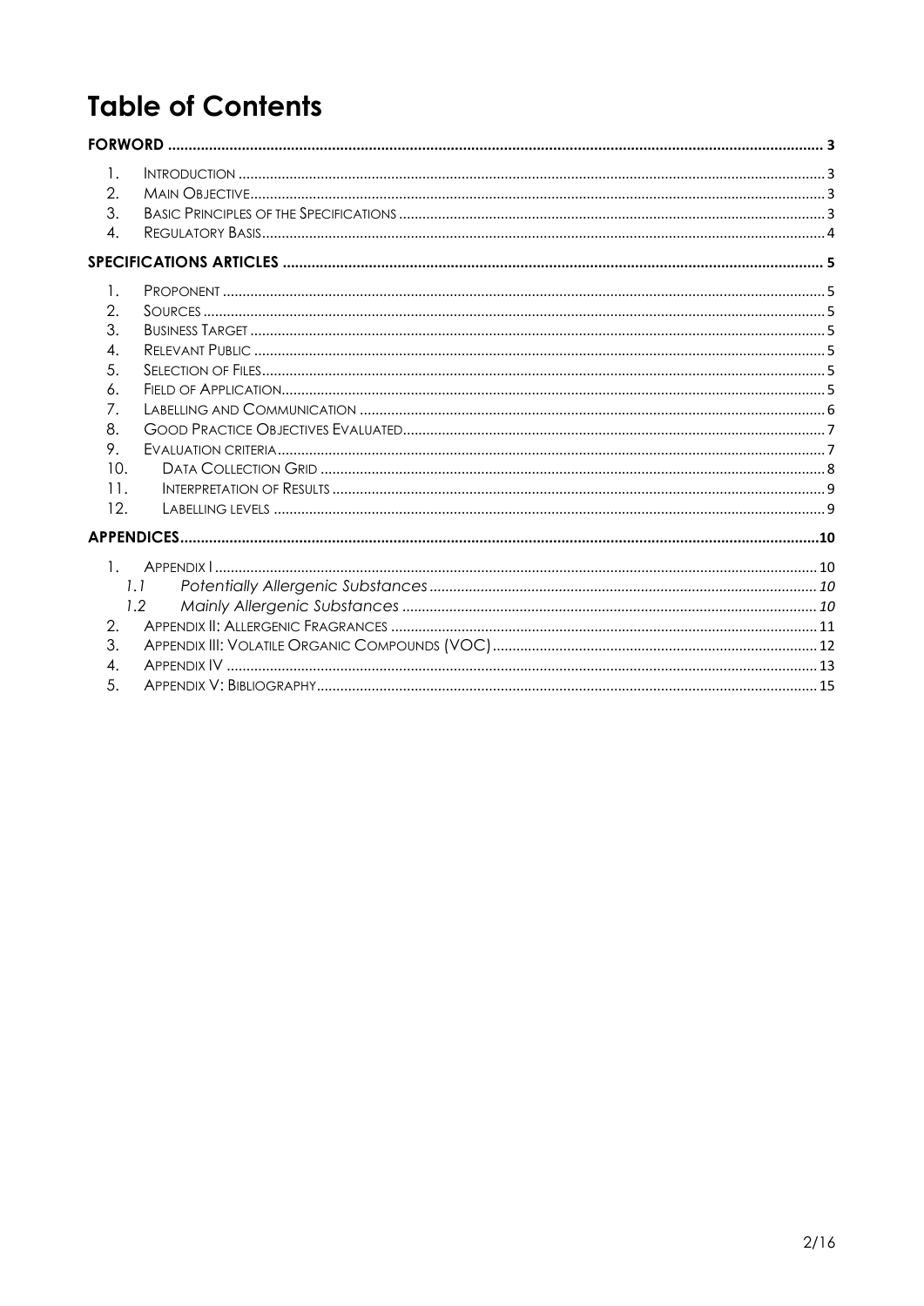# Table of Contents

**FORWORD** ..... 3

1. Introduction ..... 3
2. Main Objective ..... 3
3. Basic Principles of the Specifications ..... 3
4. Regulatory Basis ..... 4

**SPECIFICATIONS ARTICLES** ..... 5

1. Proponent ..... 5
2. Sources ..... 5
3. Business Target ..... 5
4. Relevant Public ..... 5
5. Selection of Files ..... 5
6. Field of Application ..... 5
7. Labelling and Communication ..... 6
8. Good Practice Objectives Evaluated ..... 7
9. Evaluation criteria ..... 7
10. Data Collection Grid ..... 8
11. Interpretation of Results ..... 9
12. Labelling levels ..... 9

**APPENDICES** ..... 10

1. Appendix I ..... 10
   - *1.1 Potentially Allergenic Substances* ..... *10*
   - *1.2 Mainly Allergenic Substances* ..... *10*
2. Appendix II: Allergenic Fragrances ..... 11
3. Appendix III: Volatile Organic Compounds (VOC) ..... 12
4. Appendix IV ..... 13
5. Appendix V: Bibliography ..... 15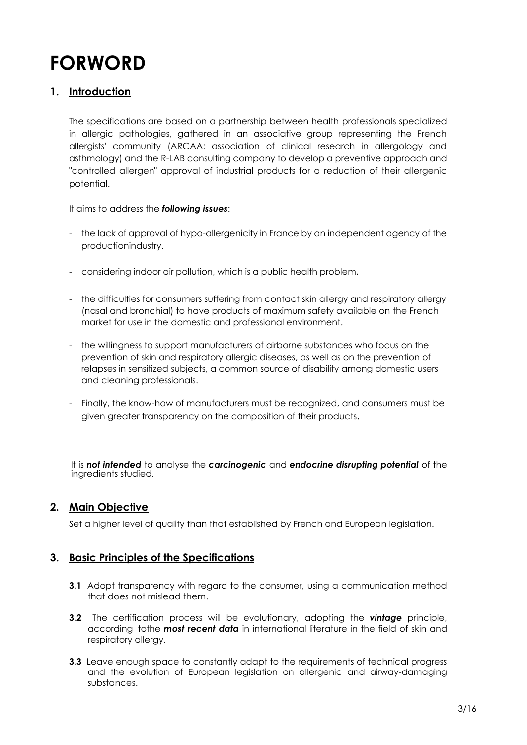# FORWORD

## 1. Introduction

The specifications are based on a partnership between health professionals specialized in allergic pathologies, gathered in an associative group representing the French allergists' community (ARCAA: association of clinical research in allergology and asthmology) and the R-LAB consulting company to develop a preventive approach and "controlled allergen" approval of industrial products for a reduction of their allergenic potential.

It aims to address the ***following issues***:

- the lack of approval of hypo-allergenicity in France by an independent agency of the productionindustry.
- considering indoor air pollution, which is a public health problem.
- the difficulties for consumers suffering from contact skin allergy and respiratory allergy (nasal and bronchial) to have products of maximum safety available on the French market for use in the domestic and professional environment.
- the willingness to support manufacturers of airborne substances who focus on the prevention of skin and respiratory allergic diseases, as well as on the prevention of relapses in sensitized subjects, a common source of disability among domestic users and cleaning professionals.
- Finally, the know-how of manufacturers must be recognized, and consumers must be given greater transparency on the composition of their products.

It is ***not intended*** to analyse the ***carcinogenic*** and ***endocrine disrupting potential*** of the ingredients studied.

## 2. Main Objective

Set a higher level of quality than that established by French and European legislation.

## 3. Basic Principles of the Specifications

**3.1** Adopt transparency with regard to the consumer, using a communication method that does not mislead them.

**3.2** The certification process will be evolutionary, adopting the ***vintage*** principle, according tothe ***most recent data*** in international literature in the field of skin and respiratory allergy.

**3.3** Leave enough space to constantly adapt to the requirements of technical progress and the evolution of European legislation on allergenic and airway-damaging substances.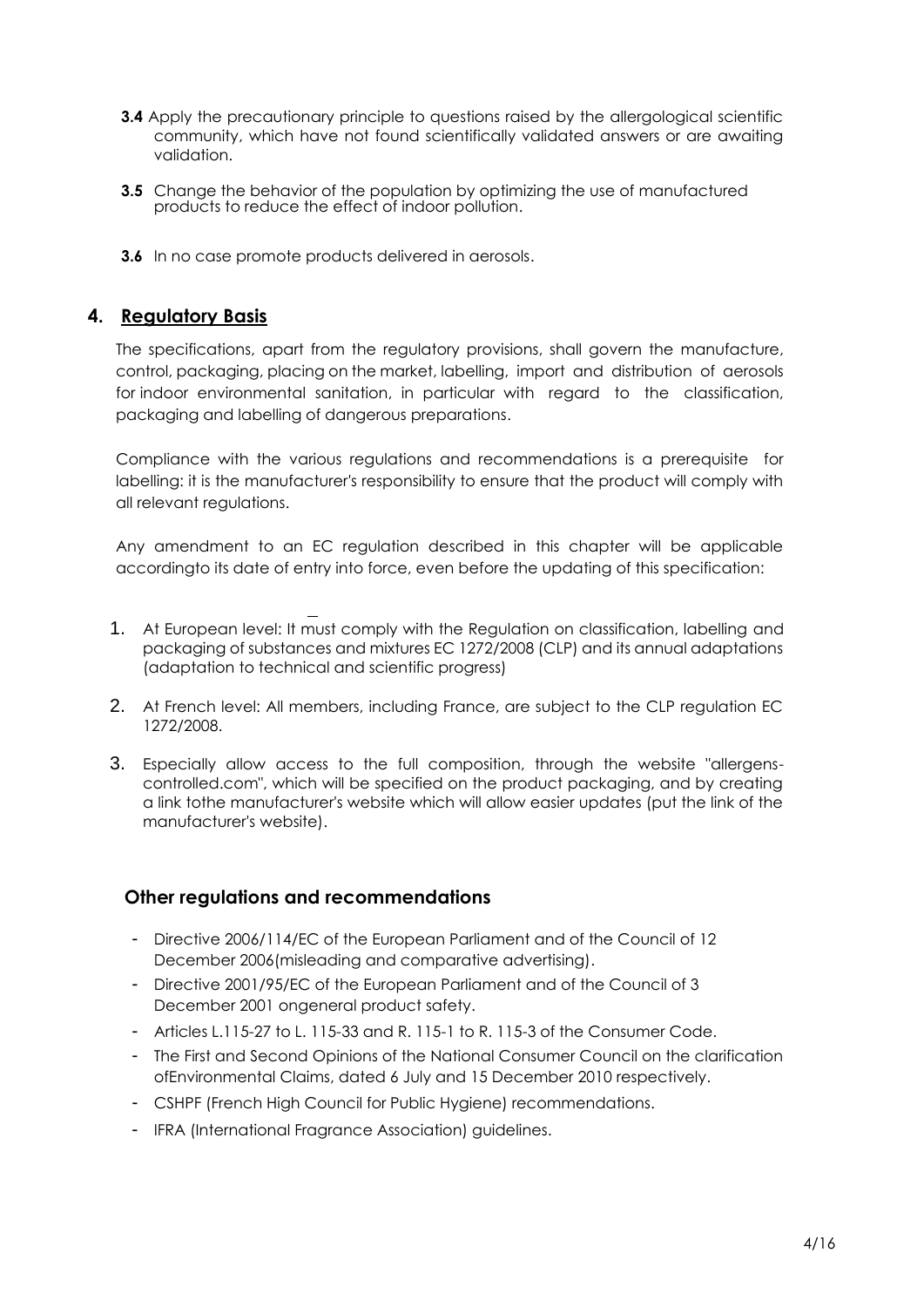**3.4** Apply the precautionary principle to questions raised by the allergological scientific community, which have not found scientifically validated answers or are awaiting validation.

**3.5** Change the behavior of the population by optimizing the use of manufactured products to reduce the effect of indoor pollution.

**3.6** In no case promote products delivered in aerosols.

## 4. Regulatory Basis

The specifications, apart from the regulatory provisions, shall govern the manufacture, control, packaging, placing on the market, labelling, import and distribution of aerosols for indoor environmental sanitation, in particular with regard to the classification, packaging and labelling of dangerous preparations.

Compliance with the various regulations and recommendations is a prerequisite for labelling: it is the manufacturer's responsibility to ensure that the product will comply with all relevant regulations.

Any amendment to an EC regulation described in this chapter will be applicable accordingto its date of entry into force, even before the updating of this specification:

1. At European level: It must comply with the Regulation on classification, labelling and packaging of substances and mixtures EC 1272/2008 (CLP) and its annual adaptations (adaptation to technical and scientific progress)
2. At French level: All members, including France, are subject to the CLP regulation EC 1272/2008.
3. Especially allow access to the full composition, through the website "allergens-controlled.com", which will be specified on the product packaging, and by creating a link tothe manufacturer's website which will allow easier updates (put the link of the manufacturer's website).

### Other regulations and recommendations

- Directive 2006/114/EC of the European Parliament and of the Council of 12 December 2006(misleading and comparative advertising).
- Directive 2001/95/EC of the European Parliament and of the Council of 3 December 2001 ongeneral product safety.
- Articles L.115-27 to L. 115-33 and R. 115-1 to R. 115-3 of the Consumer Code.
- The First and Second Opinions of the National Consumer Council on the clarification ofEnvironmental Claims, dated 6 July and 15 December 2010 respectively.
- CSHPF (French High Council for Public Hygiene) recommendations.
- IFRA (International Fragrance Association) guidelines.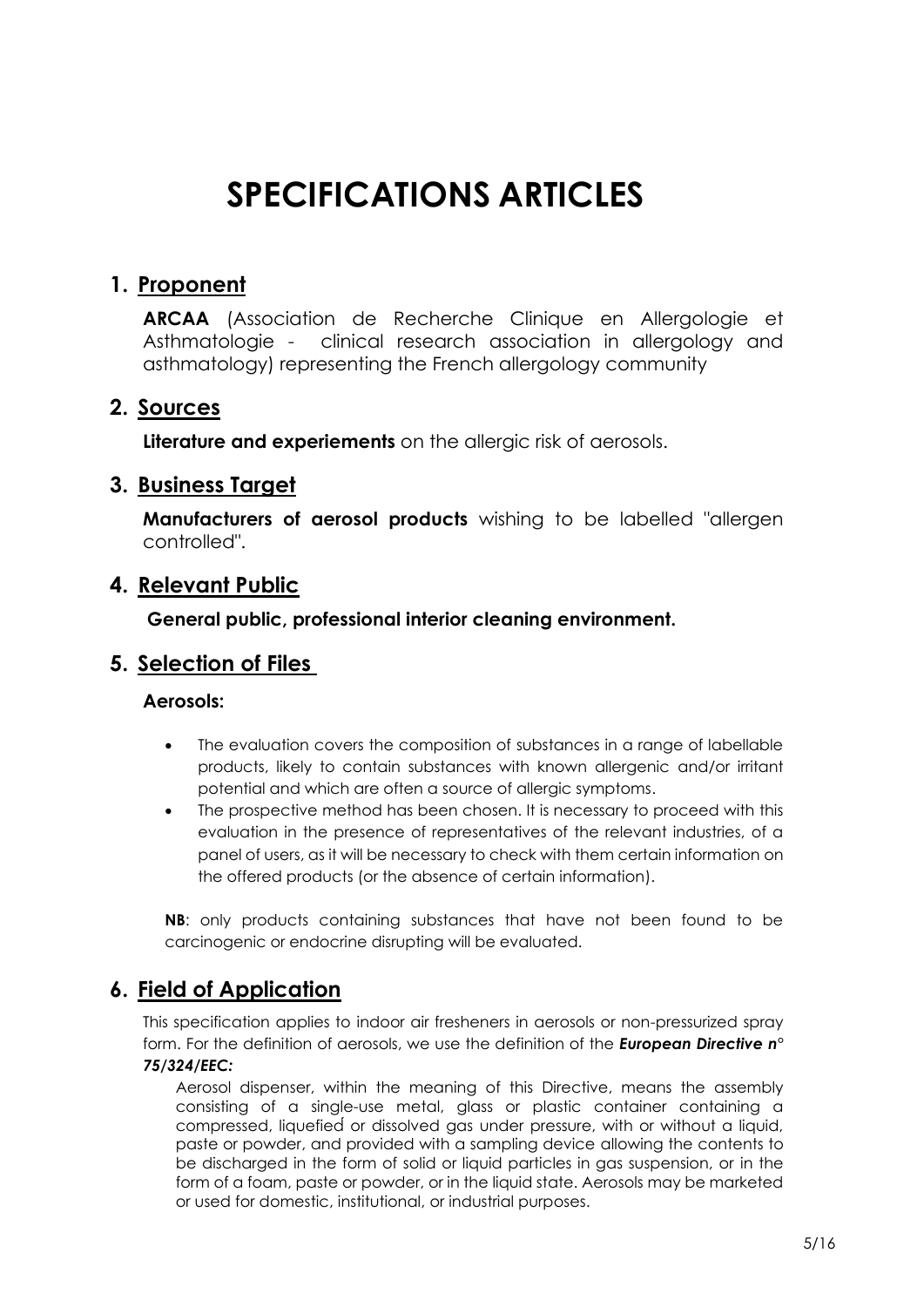# SPECIFICATIONS ARTICLES

## 1. Proponent

**ARCAA** (Association de Recherche Clinique en Allergologie et Asthmatologie - clinical research association in allergology and asthmatology) representing the French allergology community

## 2. Sources

**Literature and experiements** on the allergic risk of aerosols.

## 3. Business Target

**Manufacturers of aerosol products** wishing to be labelled "allergen controlled".

## 4. Relevant Public

**General public, professional interior cleaning environment.**

## 5. Selection of Files

**Aerosols:**

- The evaluation covers the composition of substances in a range of labellable products, likely to contain substances with known allergenic and/or irritant potential and which are often a source of allergic symptoms.
- The prospective method has been chosen. It is necessary to proceed with this evaluation in the presence of representatives of the relevant industries, of a panel of users, as it will be necessary to check with them certain information on the offered products (or the absence of certain information).

**NB**: only products containing substances that have not been found to be carcinogenic or endocrine disrupting will be evaluated.

## 6. Field of Application

This specification applies to indoor air fresheners in aerosols or non-pressurized spray form. For the definition of aerosols, we use the definition of the ***European Directive n° 75/324/EEC:***

> Aerosol dispenser, within the meaning of this Directive, means the assembly consisting of a single-use metal, glass or plastic container containing a compressed, liquefied or dissolved gas under pressure, with or without a liquid, paste or powder, and provided with a sampling device allowing the contents to be discharged in the form of solid or liquid particles in gas suspension, or in the form of a foam, paste or powder, or in the liquid state. Aerosols may be marketed or used for domestic, institutional, or industrial purposes.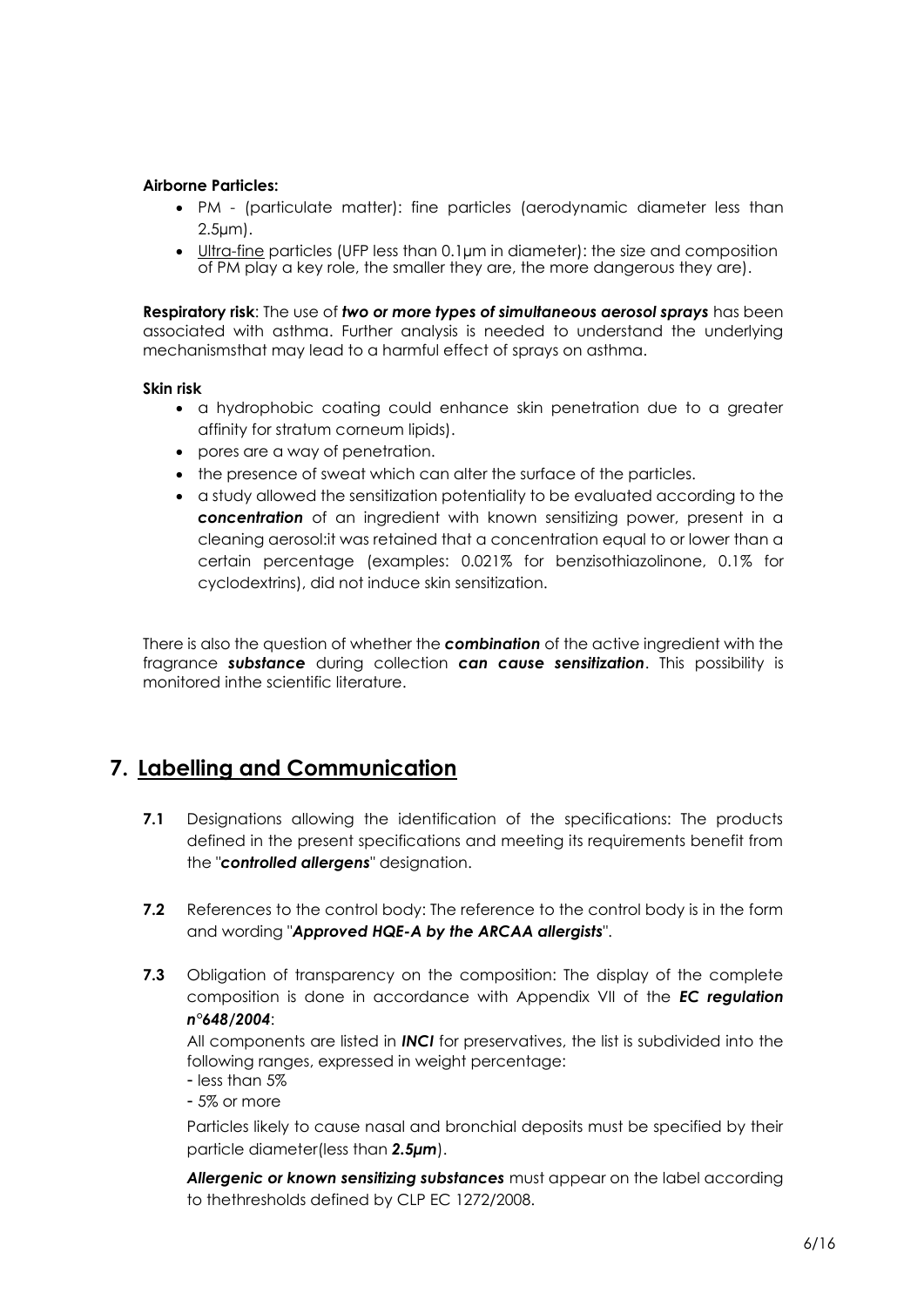**Airborne Particles:**

- PM - (particulate matter): fine particles (aerodynamic diameter less than 2.5µm).
- Ultra-fine particles (UFP less than 0.1µm in diameter): the size and composition of PM play a key role, the smaller they are, the more dangerous they are).

**Respiratory risk**: The use of ***two or more types of simultaneous aerosol sprays*** has been associated with asthma. Further analysis is needed to understand the underlying mechanismsthat may lead to a harmful effect of sprays on asthma.

**Skin risk**

- a hydrophobic coating could enhance skin penetration due to a greater affinity for stratum corneum lipids).
- pores are a way of penetration.
- the presence of sweat which can alter the surface of the particles.
- a study allowed the sensitization potentiality to be evaluated according to the ***concentration*** of an ingredient with known sensitizing power, present in a cleaning aerosol:it was retained that a concentration equal to or lower than a certain percentage (examples: 0.021% for benzisothiazolinone, 0.1% for cyclodextrins), did not induce skin sensitization.

There is also the question of whether the ***combination*** of the active ingredient with the fragrance ***substance*** during collection ***can cause sensitization***. This possibility is monitored inthe scientific literature.

## 7. Labelling and Communication

**7.1** Designations allowing the identification of the specifications: The products defined in the present specifications and meeting its requirements benefit from the "***controlled allergens***" designation.

**7.2** References to the control body: The reference to the control body is in the form and wording "***Approved HQE-A by the ARCAA allergists***".

**7.3** Obligation of transparency on the composition: The display of the complete composition is done in accordance with Appendix VII of the ***EC regulation n°648/2004***:

All components are listed in ***INCI*** for preservatives, the list is subdivided into the following ranges, expressed in weight percentage:

- less than 5%
- 5% or more

Particles likely to cause nasal and bronchial deposits must be specified by their particle diameter(less than ***2.5µm***).

***Allergenic or known sensitizing substances*** must appear on the label according to thethresholds defined by CLP EC 1272/2008.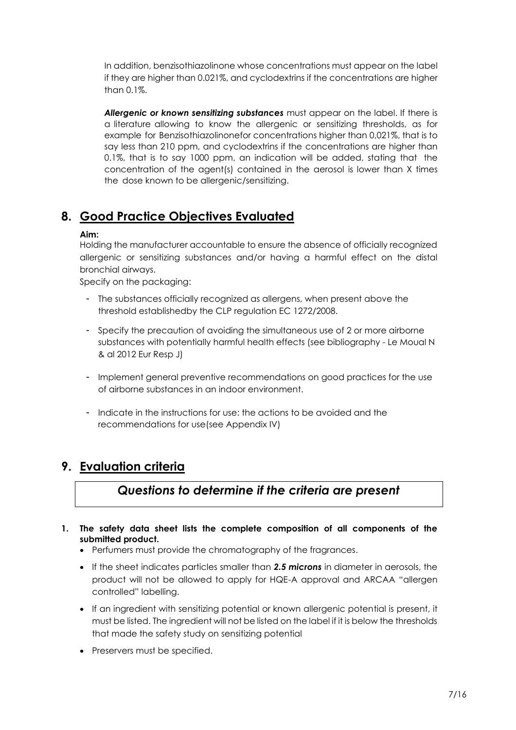In addition, benzisothiazolinone whose concentrations must appear on the label if they are higher than 0.021%, and cyclodextrins if the concentrations are higher than 0.1%.

***Allergenic or known sensitizing substances*** must appear on the label. If there is a literature allowing to know the allergenic or sensitizing thresholds, as for example for Benzisothiazolinonefor concentrations higher than 0,021%, that is to say less than 210 ppm, and cyclodextrins if the concentrations are higher than 0.1%, that is to say 1000 ppm, an indication will be added, stating that the concentration of the agent(s) contained in the aerosol is lower than X times the dose known to be allergenic/sensitizing.

## 8. Good Practice Objectives Evaluated

**Aim:**

Holding the manufacturer accountable to ensure the absence of officially recognized allergenic or sensitizing substances and/or having a harmful effect on the distal bronchial airways.

Specify on the packaging:

- The substances officially recognized as allergens, when present above the threshold establishedby the CLP regulation EC 1272/2008.
- Specify the precaution of avoiding the simultaneous use of 2 or more airborne substances with potentially harmful health effects (see bibliography - Le Moual N & al 2012 Eur Resp J)
- Implement general preventive recommendations on good practices for the use of airborne substances in an indoor environment.
- Indicate in the instructions for use: the actions to be avoided and the recommendations for use(see Appendix IV)

## 9. Evaluation criteria

### *Questions to determine if the criteria are present*

1. **The safety data sheet lists the complete composition of all components of the submitted product.**
   - Perfumers must provide the chromatography of the fragrances.
   - If the sheet indicates particles smaller than ***2.5 microns*** in diameter in aerosols, the product will not be allowed to apply for HQE-A approval and ARCAA "allergen controlled" labelling.
   - If an ingredient with sensitizing potential or known allergenic potential is present, it must be listed. The ingredient will not be listed on the label if it is below the thresholds that made the safety study on sensitizing potential
   - Preservers must be specified.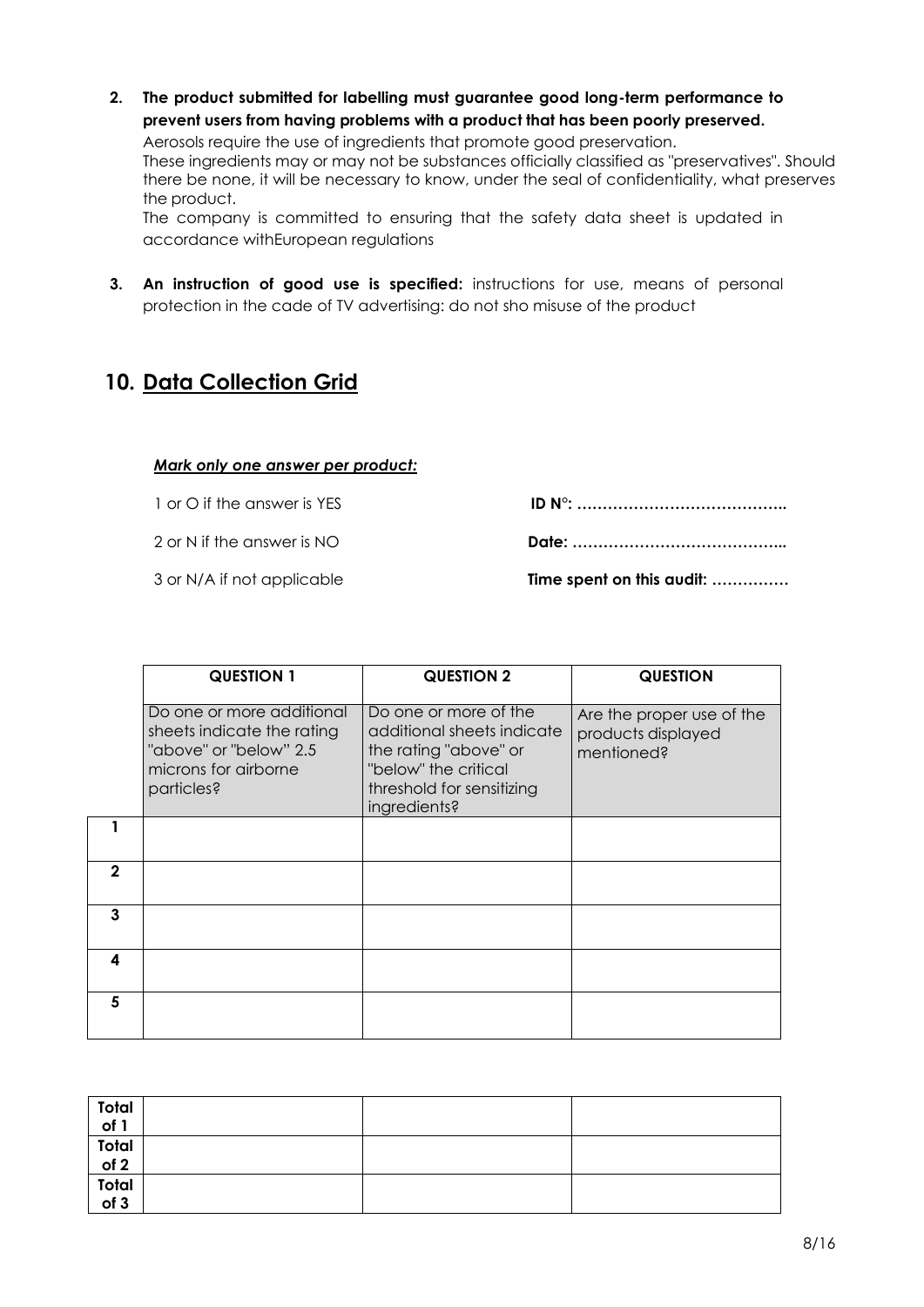2. **The product submitted for labelling must guarantee good long-term performance to prevent users from having problems with a product that has been poorly preserved.**
   Aerosols require the use of ingredients that promote good preservation.
   These ingredients may or may not be substances officially classified as "preservatives". Should there be none, it will be necessary to know, under the seal of confidentiality, what preserves the product.
   The company is committed to ensuring that the safety data sheet is updated in accordance withEuropean regulations

3. **An instruction of good use is specified:** instructions for use, means of personal protection in the cade of TV advertising: do not sho misuse of the product

## 10. Data Collection Grid

***Mark only one answer per product:***

1 or O if the answer is YES

2 or N if the answer is NO

3 or N/A if not applicable

**ID N°: …………………………………..**

**Date: …………………………………..**

**Time spent on this audit: ……………**

| | **QUESTION 1** | **QUESTION 2** | **QUESTION** |
|---|---|---|---|
| | Do one or more additional sheets indicate the rating "above" or "below" 2.5 microns for airborne particles? | Do one or more of the additional sheets indicate the rating "above" or "below" the critical threshold for sensitizing ingredients? | Are the proper use of the products displayed mentioned? |
| **1** | | | |
| **2** | | | |
| **3** | | | |
| **4** | | | |
| **5** | | | |

| | | | |
|---|---|---|---|
| **Total of 1** | | | |
| **Total of 2** | | | |
| **Total of 3** | | | |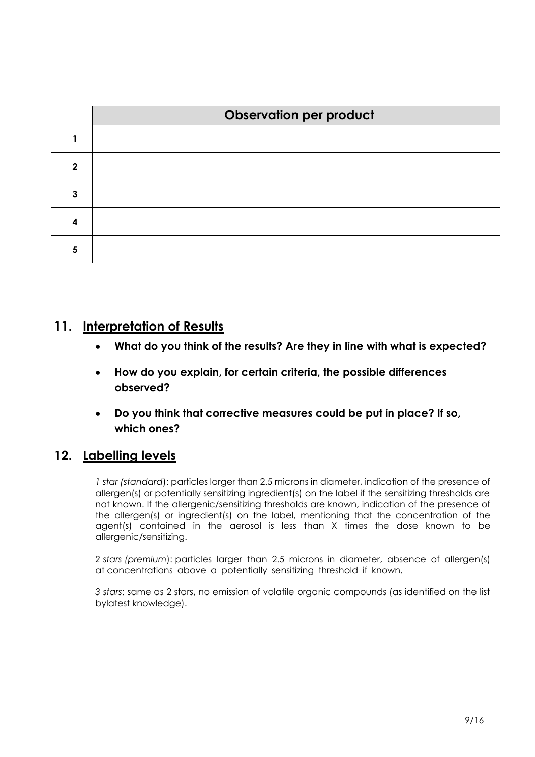| | Observation per product |
|---|---|
| 1 | |
| 2 | |
| 3 | |
| 4 | |
| 5 | |

## 11. Interpretation of Results

- **What do you think of the results? Are they in line with what is expected?**
- **How do you explain, for certain criteria, the possible differences observed?**
- **Do you think that corrective measures could be put in place? If so, which ones?**

## 12. Labelling levels

*1 star (standard)*: particles larger than 2.5 microns in diameter, indication of the presence of allergen(s) or potentially sensitizing ingredient(s) on the label if the sensitizing thresholds are not known. If the allergenic/sensitizing thresholds are known, indication of the presence of the allergen(s) or ingredient(s) on the label, mentioning that the concentration of the agent(s) contained in the aerosol is less than X times the dose known to be allergenic/sensitizing.

*2 stars (premium)*: particles larger than 2.5 microns in diameter, absence of allergen(s) at concentrations above a potentially sensitizing threshold if known.

*3 stars*: same as 2 stars, no emission of volatile organic compounds (as identified on the list bylatest knowledge).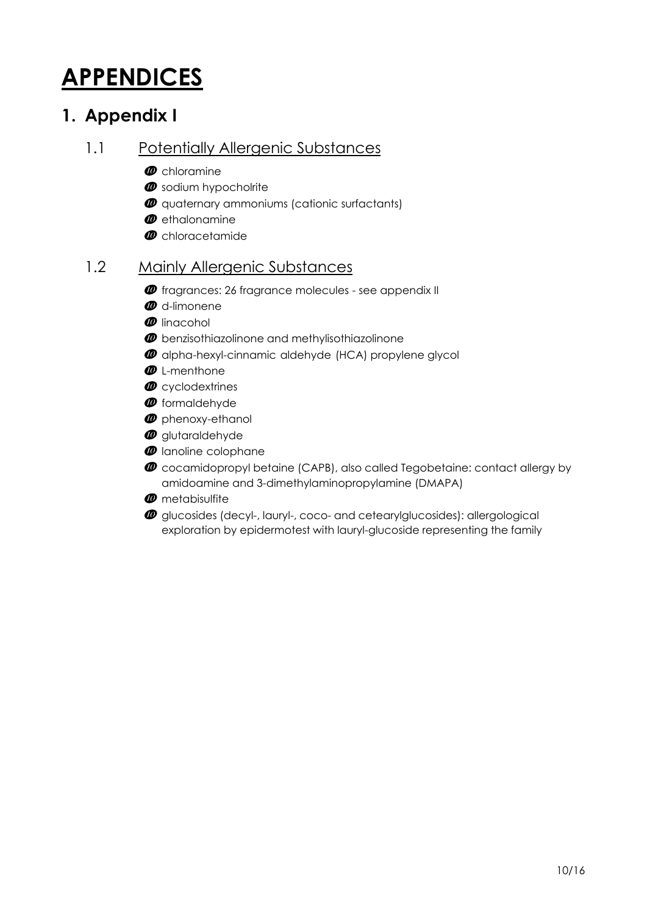# APPENDICES

## 1. Appendix I

### 1.1 Potentially Allergenic Substances

- chloramine
- sodium hypocholrite
- quaternary ammoniums (cationic surfactants)
- ethalonamine
- chloracetamide

### 1.2 Mainly Allergenic Substances

- fragrances: 26 fragrance molecules - see appendix II
- d-limonene
- linacohol
- benzisothiazolinone and methylisothiazolinone
- alpha-hexyl-cinnamic aldehyde (HCA) propylene glycol
- L-menthone
- cyclodextrines
- formaldehyde
- phenoxy-ethanol
- glutaraldehyde
- lanoline colophane
- cocamidopropyl betaine (CAPB), also called Tegobetaine: contact allergy by amidoamine and 3-dimethylaminopropylamine (DMAPA)
- metabisulfite
- glucosides (decyl-, lauryl-, coco- and cetearylglucosides): allergological exploration by epidermotest with lauryl-glucoside representing the family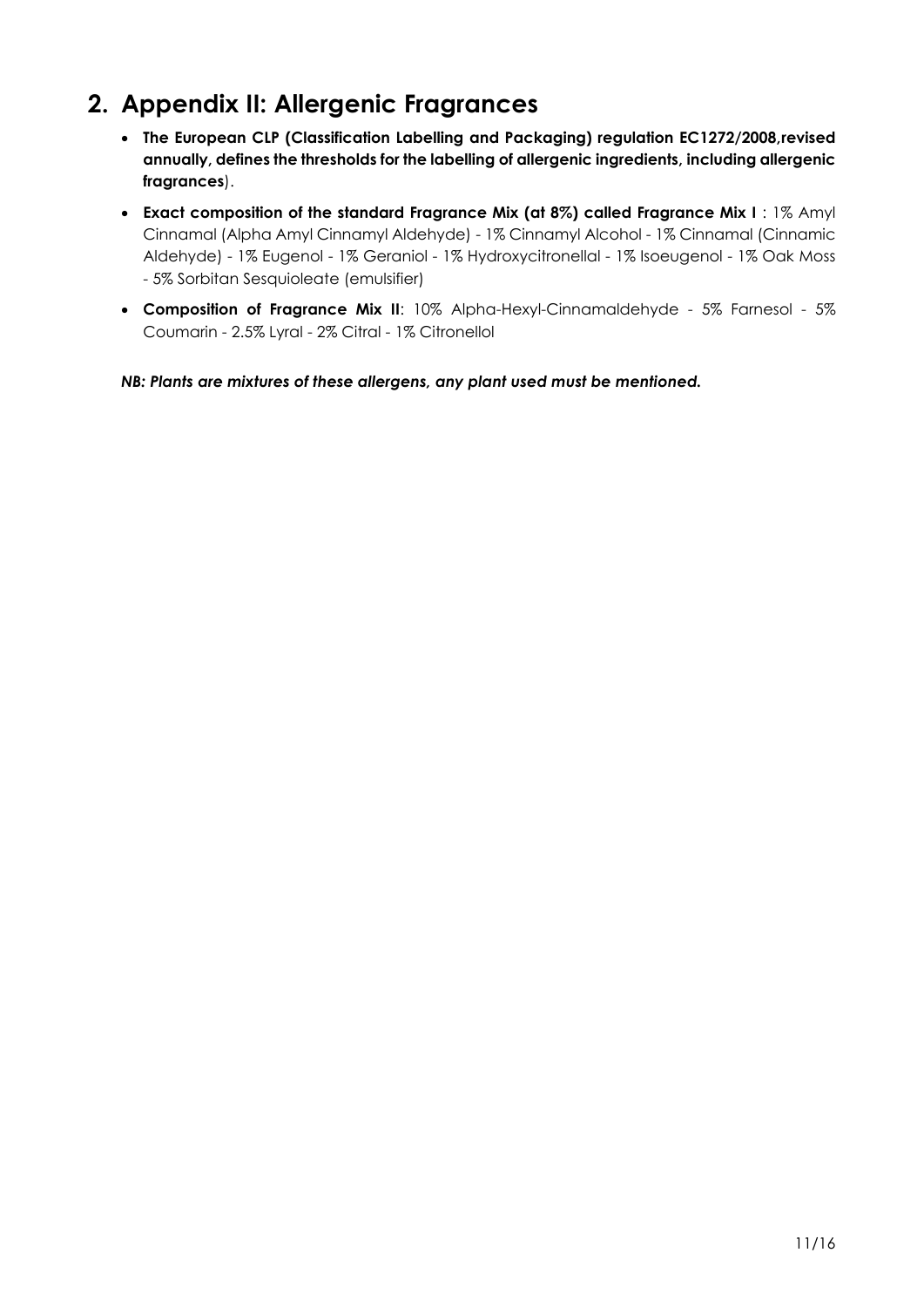## 2. Appendix II: Allergenic Fragrances

- **The European CLP (Classification Labelling and Packaging) regulation EC1272/2008,revised annually, defines the thresholds for the labelling of allergenic ingredients, including allergenic fragrances**).
- **Exact composition of the standard Fragrance Mix (at 8%) called Fragrance Mix I** : 1% Amyl Cinnamal (Alpha Amyl Cinnamyl Aldehyde) - 1% Cinnamyl Alcohol - 1% Cinnamal (Cinnamic Aldehyde) - 1% Eugenol - 1% Geraniol - 1% Hydroxycitronellal - 1% Isoeugenol - 1% Oak Moss - 5% Sorbitan Sesquioleate (emulsifier)
- **Composition of Fragrance Mix II**: 10% Alpha-Hexyl-Cinnamaldehyde - 5% Farnesol - 5% Coumarin - 2.5% Lyral - 2% Citral - 1% Citronellol

***NB: Plants are mixtures of these allergens, any plant used must be mentioned.***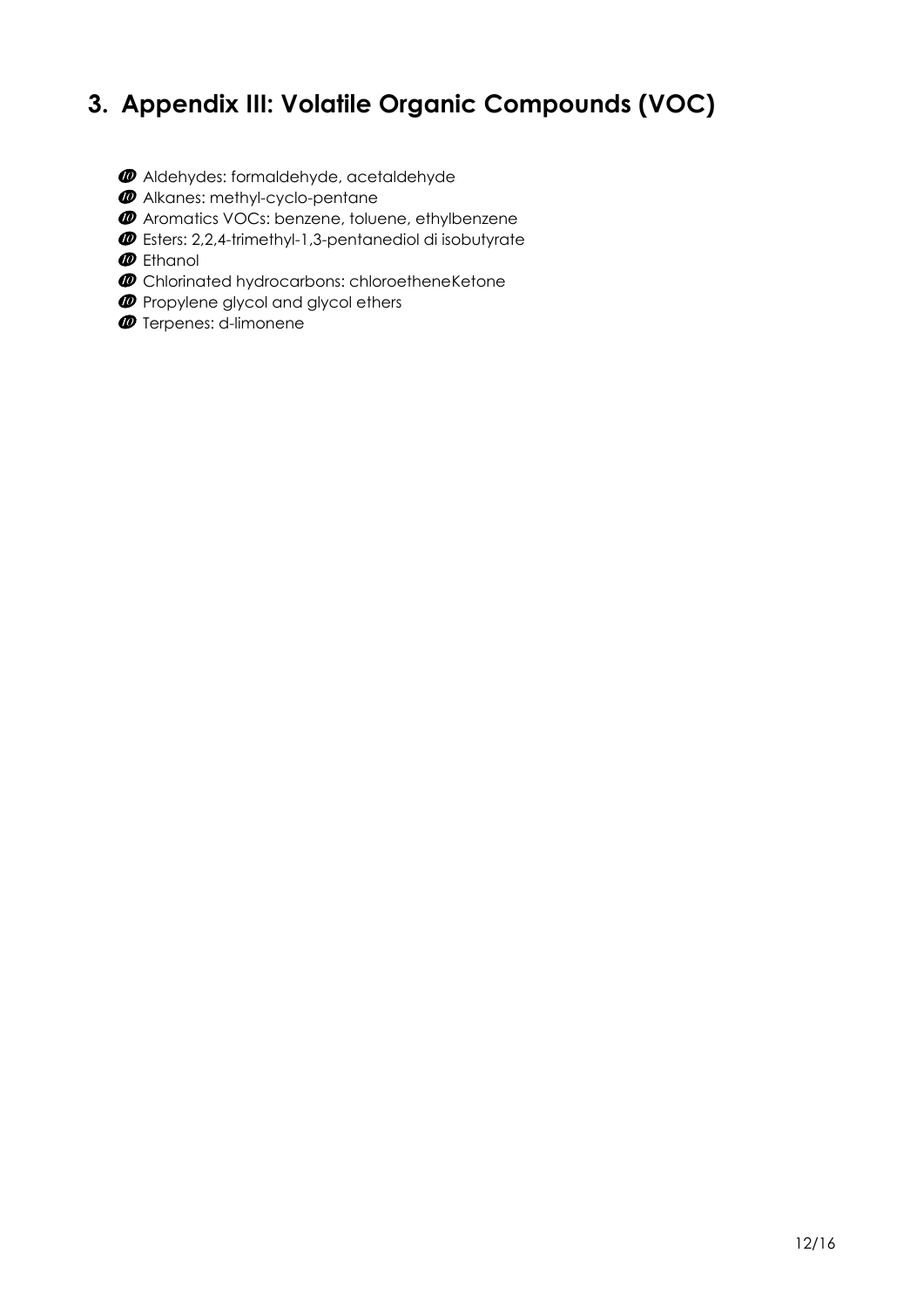# 3. Appendix III: Volatile Organic Compounds (VOC)

- Aldehydes: formaldehyde, acetaldehyde
- Alkanes: methyl-cyclo-pentane
- Aromatics VOCs: benzene, toluene, ethylbenzene
- Esters: 2,2,4-trimethyl-1,3-pentanediol di isobutyrate
- Ethanol
- Chlorinated hydrocarbons: chloroetheneKetone
- Propylene glycol and glycol ethers
- Terpenes: d-limonene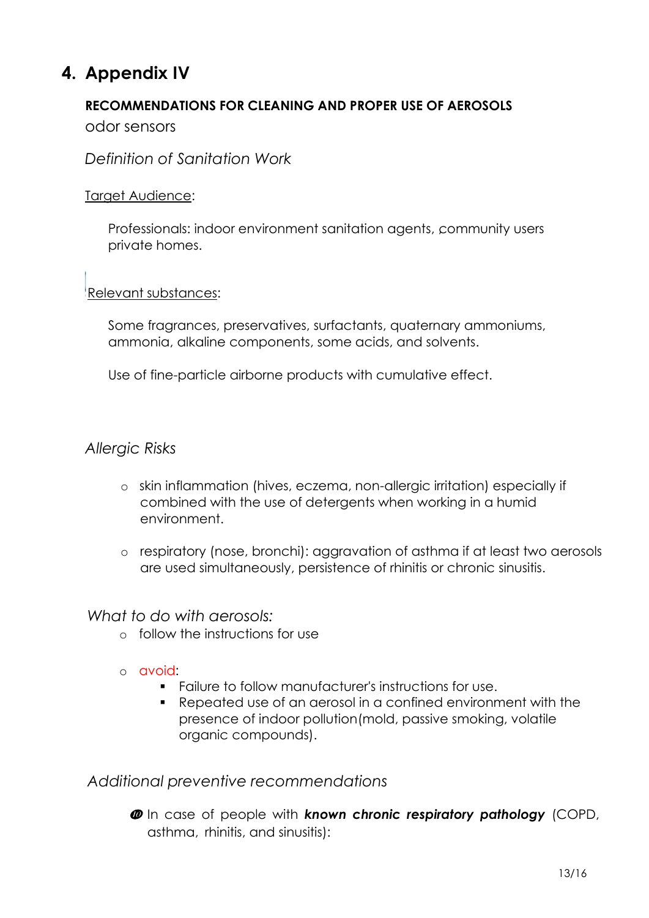# 4. Appendix IV

**RECOMMENDATIONS FOR CLEANING AND PROPER USE OF AEROSOLS**

odor sensors

*Definition of Sanitation Work*

Target Audience:

Professionals: indoor environment sanitation agents, community users private homes.

Relevant substances:

Some fragrances, preservatives, surfactants, quaternary ammoniums, ammonia, alkaline components, some acids, and solvents.

Use of fine-particle airborne products with cumulative effect.

*Allergic Risks*

- skin inflammation (hives, eczema, non-allergic irritation) especially if combined with the use of detergents when working in a humid environment.
- respiratory (nose, bronchi): aggravation of asthma if at least two aerosols are used simultaneously, persistence of rhinitis or chronic sinusitis.

*What to do with aerosols:*

- follow the instructions for use
- avoid:
  - Failure to follow manufacturer's instructions for use.
  - Repeated use of an aerosol in a confined environment with the presence of indoor pollution(mold, passive smoking, volatile organic compounds).

*Additional preventive recommendations*

➓ In case of people with ***known chronic respiratory pathology*** (COPD, asthma, rhinitis, and sinusitis):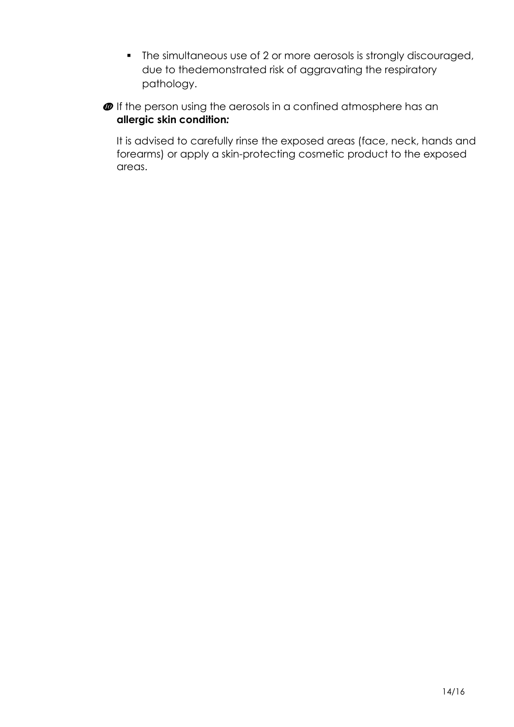- The simultaneous use of 2 or more aerosols is strongly discouraged, due to thedemonstrated risk of aggravating the respiratory pathology.

⑩ If the person using the aerosols in a confined atmosphere has an **allergic skin condition:**

It is advised to carefully rinse the exposed areas (face, neck, hands and forearms) or apply a skin-protecting cosmetic product to the exposed areas.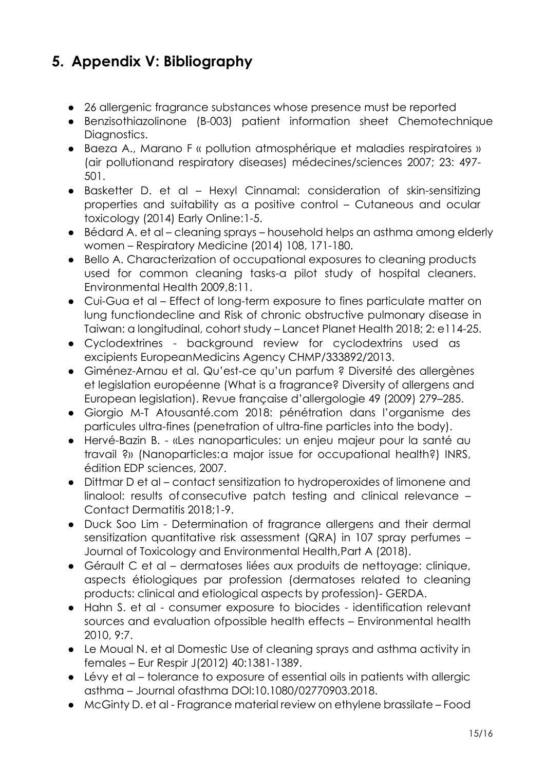## 5. Appendix V: Bibliography

- 26 allergenic fragrance substances whose presence must be reported
- Benzisothiazolinone (B-003) patient information sheet Chemotechnique Diagnostics.
- Baeza A., Marano F « pollution atmosphérique et maladies respiratoires » (air pollutionand respiratory diseases) médecines/sciences 2007; 23: 497-501.
- Basketter D. et al – Hexyl Cinnamal: consideration of skin-sensitizing properties and suitability as a positive control – Cutaneous and ocular toxicology (2014) Early Online:1-5.
- Bédard A. et al – cleaning sprays – household helps an asthma among elderly women – Respiratory Medicine (2014) 108, 171-180.
- Bello A. Characterization of occupational exposures to cleaning products used for common cleaning tasks-a pilot study of hospital cleaners. Environmental Health 2009,8:11.
- Cui-Gua et al – Effect of long-term exposure to fines particulate matter on lung functiondecline and Risk of chronic obstructive pulmonary disease in Taiwan: a longitudinal, cohort study – Lancet Planet Health 2018; 2: e114-25.
- Cyclodextrines - background review for cyclodextrins used as excipients EuropeanMedicins Agency CHMP/333892/2013.
- Giménez-Arnau et al. Qu'est-ce qu'un parfum ? Diversité des allergènes et legislation européenne (What is a fragrance? Diversity of allergens and European legislation). Revue française d'allergologie 49 (2009) 279–285.
- Giorgio M-T Atousanté.com 2018: pénétration dans l'organisme des particules ultra-fines (penetration of ultra-fine particles into the body).
- Hervé-Bazin B. - «Les nanoparticules: un enjeu majeur pour la santé au travail ?» (Nanoparticles:a major issue for occupational health?) INRS, édition EDP sciences, 2007.
- Dittmar D et al – contact sensitization to hydroperoxides of limonene and linalool: results of consecutive patch testing and clinical relevance – Contact Dermatitis 2018;1-9.
- Duck Soo Lim - Determination of fragrance allergens and their dermal sensitization quantitative risk assessment (QRA) in 107 spray perfumes – Journal of Toxicology and Environmental Health,Part A (2018).
- Gérault C et al – dermatoses liées aux produits de nettoyage: clinique, aspects étiologiques par profession (dermatoses related to cleaning products: clinical and etiological aspects by profession)- GERDA.
- Hahn S. et al - consumer exposure to biocides - identification relevant sources and evaluation ofpossible health effects – Environmental health 2010, 9:7.
- Le Moual N. et al Domestic Use of cleaning sprays and asthma activity in females – Eur Respir J(2012) 40:1381-1389.
- Lévy et al – tolerance to exposure of essential oils in patients with allergic asthma – Journal ofasthma DOI:10.1080/02770903.2018.
- McGinty D. et al - Fragrance material review on ethylene brassilate – Food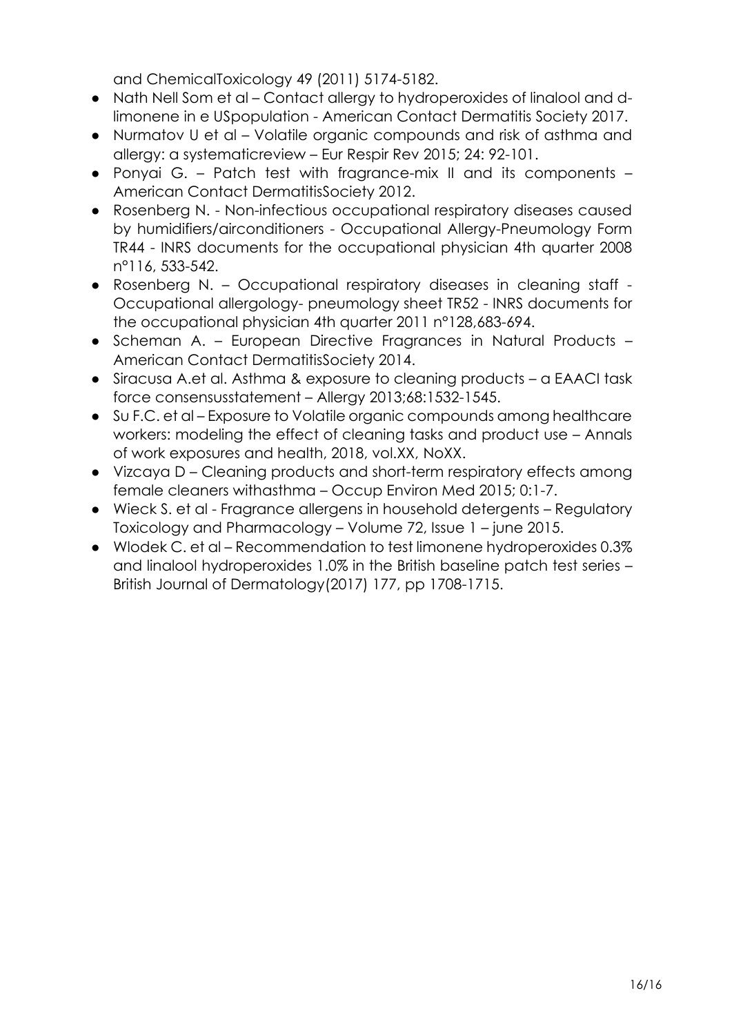and ChemicalToxicology 49 (2011) 5174-5182.

- Nath Nell Som et al – Contact allergy to hydroperoxides of linalool and d-limonene in e USpopulation - American Contact Dermatitis Society 2017.
- Nurmatov U et al – Volatile organic compounds and risk of asthma and allergy: a systematicreview – Eur Respir Rev 2015; 24: 92-101.
- Ponyai G. – Patch test with fragrance-mix II and its components – American Contact DermatitisSociety 2012.
- Rosenberg N. - Non-infectious occupational respiratory diseases caused by humidifiers/airconditioners - Occupational Allergy-Pneumology Form TR44 - INRS documents for the occupational physician 4th quarter 2008 n°116, 533-542.
- Rosenberg N. – Occupational respiratory diseases in cleaning staff - Occupational allergology- pneumology sheet TR52 - INRS documents for the occupational physician 4th quarter 2011 n°128,683-694.
- Scheman A. – European Directive Fragrances in Natural Products – American Contact DermatitisSociety 2014.
- Siracusa A.et al. Asthma & exposure to cleaning products – a EAACI task force consensusstatement – Allergy 2013;68:1532-1545.
- Su F.C. et al – Exposure to Volatile organic compounds among healthcare workers: modeling the effect of cleaning tasks and product use – Annals of work exposures and health, 2018, vol.XX, NoXX.
- Vizcaya D – Cleaning products and short-term respiratory effects among female cleaners withasthma – Occup Environ Med 2015; 0:1-7.
- Wieck S. et al - Fragrance allergens in household detergents – Regulatory Toxicology and Pharmacology – Volume 72, Issue 1 – june 2015.
- Wlodek C. et al – Recommendation to test limonene hydroperoxides 0.3% and linalool hydroperoxides 1.0% in the British baseline patch test series – British Journal of Dermatology(2017) 177, pp 1708-1715.